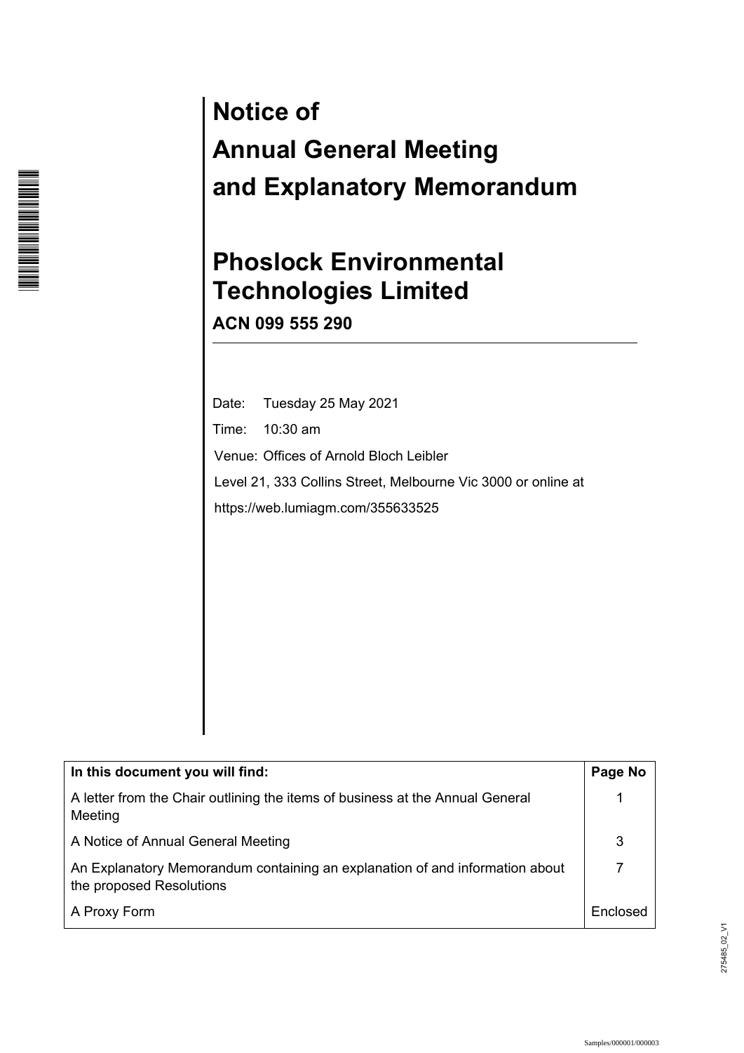# Notice of Annual General Meeting and Explanatory Memorandum

# Phoslock Environmental Technologies Limited

**ACN 099 555 290**

---

Date: Tuesday 25 May 2021

Time: 10:30 am

Venue: Offices of Arnold Bloch Leibler

Level 21, 333 Collins Street, Melbourne Vic 3000 or online at

https://web.lumiagm.com/355633525

| In this document you will find: | Page No |
|---|---|
| A letter from the Chair outlining the items of business at the Annual General Meeting | 1 |
| A Notice of Annual General Meeting | 3 |
| An Explanatory Memorandum containing an explanation of and information about the proposed Resolutions | 7 |
| A Proxy Form | Enclosed |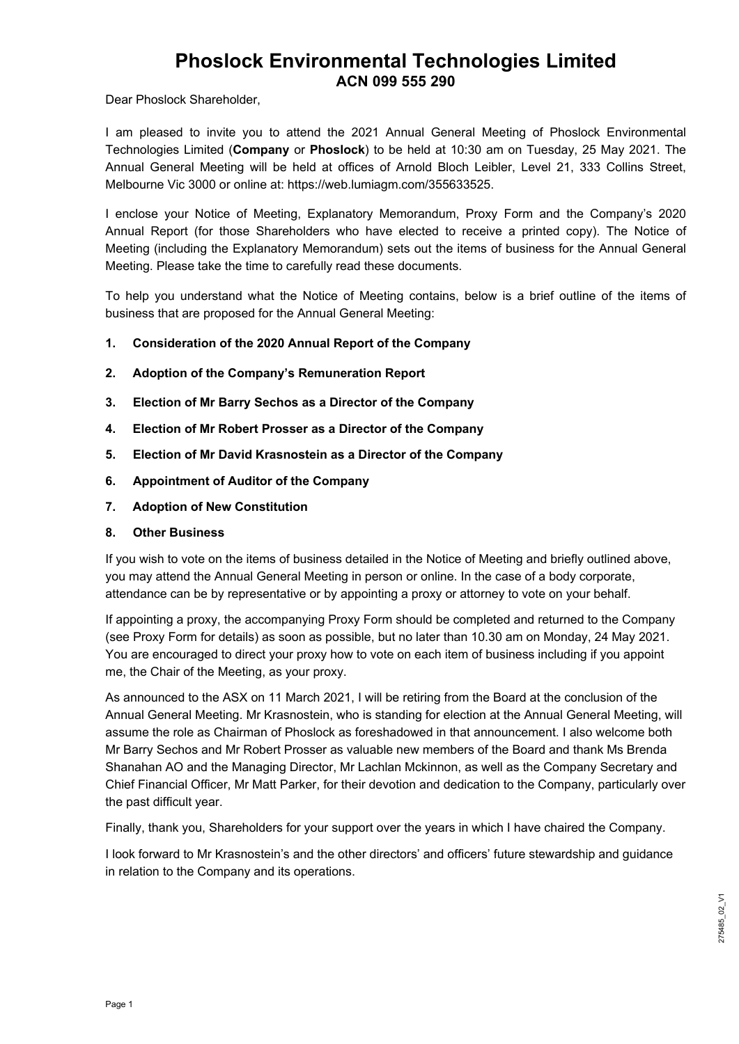# Phoslock Environmental Technologies Limited

## ACN 099 555 290

Dear Phoslock Shareholder,

I am pleased to invite you to attend the 2021 Annual General Meeting of Phoslock Environmental Technologies Limited (**Company** or **Phoslock**) to be held at 10:30 am on Tuesday, 25 May 2021. The Annual General Meeting will be held at offices of Arnold Bloch Leibler, Level 21, 333 Collins Street, Melbourne Vic 3000 or online at: https://web.lumiagm.com/355633525.

I enclose your Notice of Meeting, Explanatory Memorandum, Proxy Form and the Company's 2020 Annual Report (for those Shareholders who have elected to receive a printed copy). The Notice of Meeting (including the Explanatory Memorandum) sets out the items of business for the Annual General Meeting. Please take the time to carefully read these documents.

To help you understand what the Notice of Meeting contains, below is a brief outline of the items of business that are proposed for the Annual General Meeting:

1. **Consideration of the 2020 Annual Report of the Company**
2. **Adoption of the Company's Remuneration Report**
3. **Election of Mr Barry Sechos as a Director of the Company**
4. **Election of Mr Robert Prosser as a Director of the Company**
5. **Election of Mr David Krasnostein as a Director of the Company**
6. **Appointment of Auditor of the Company**
7. **Adoption of New Constitution**
8. **Other Business**

If you wish to vote on the items of business detailed in the Notice of Meeting and briefly outlined above, you may attend the Annual General Meeting in person or online. In the case of a body corporate, attendance can be by representative or by appointing a proxy or attorney to vote on your behalf.

If appointing a proxy, the accompanying Proxy Form should be completed and returned to the Company (see Proxy Form for details) as soon as possible, but no later than 10.30 am on Monday, 24 May 2021. You are encouraged to direct your proxy how to vote on each item of business including if you appoint me, the Chair of the Meeting, as your proxy.

As announced to the ASX on 11 March 2021, I will be retiring from the Board at the conclusion of the Annual General Meeting. Mr Krasnostein, who is standing for election at the Annual General Meeting, will assume the role as Chairman of Phoslock as foreshadowed in that announcement. I also welcome both Mr Barry Sechos and Mr Robert Prosser as valuable new members of the Board and thank Ms Brenda Shanahan AO and the Managing Director, Mr Lachlan Mckinnon, as well as the Company Secretary and Chief Financial Officer, Mr Matt Parker, for their devotion and dedication to the Company, particularly over the past difficult year.

Finally, thank you, Shareholders for your support over the years in which I have chaired the Company.

I look forward to Mr Krasnostein's and the other directors' and officers' future stewardship and guidance in relation to the Company and its operations.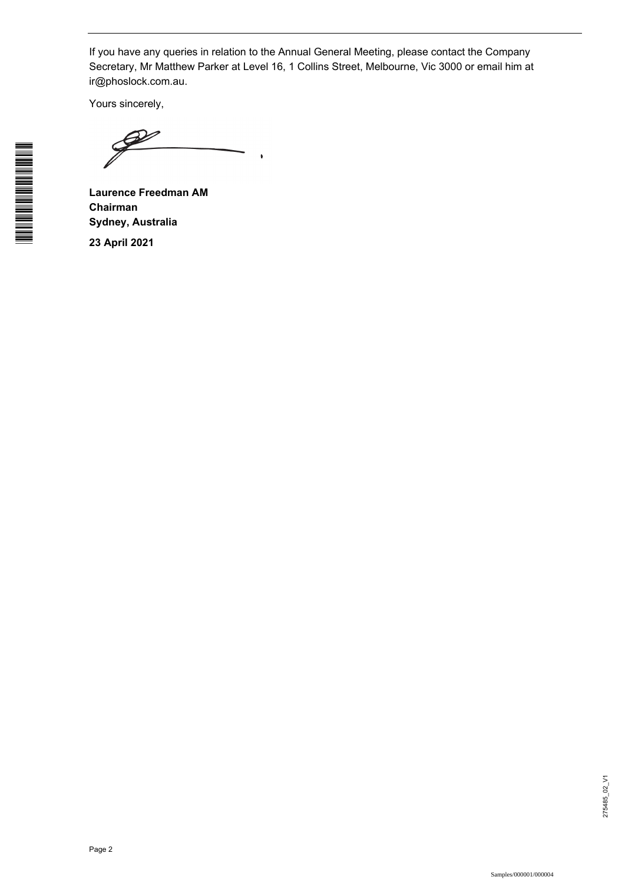If you have any queries in relation to the Annual General Meeting, please contact the Company Secretary, Mr Matthew Parker at Level 16, 1 Collins Street, Melbourne, Vic 3000 or email him at ir@phoslock.com.au.

Yours sincerely,

**Laurence Freedman AM**
**Chairman**
**Sydney, Australia**

**23 April 2021**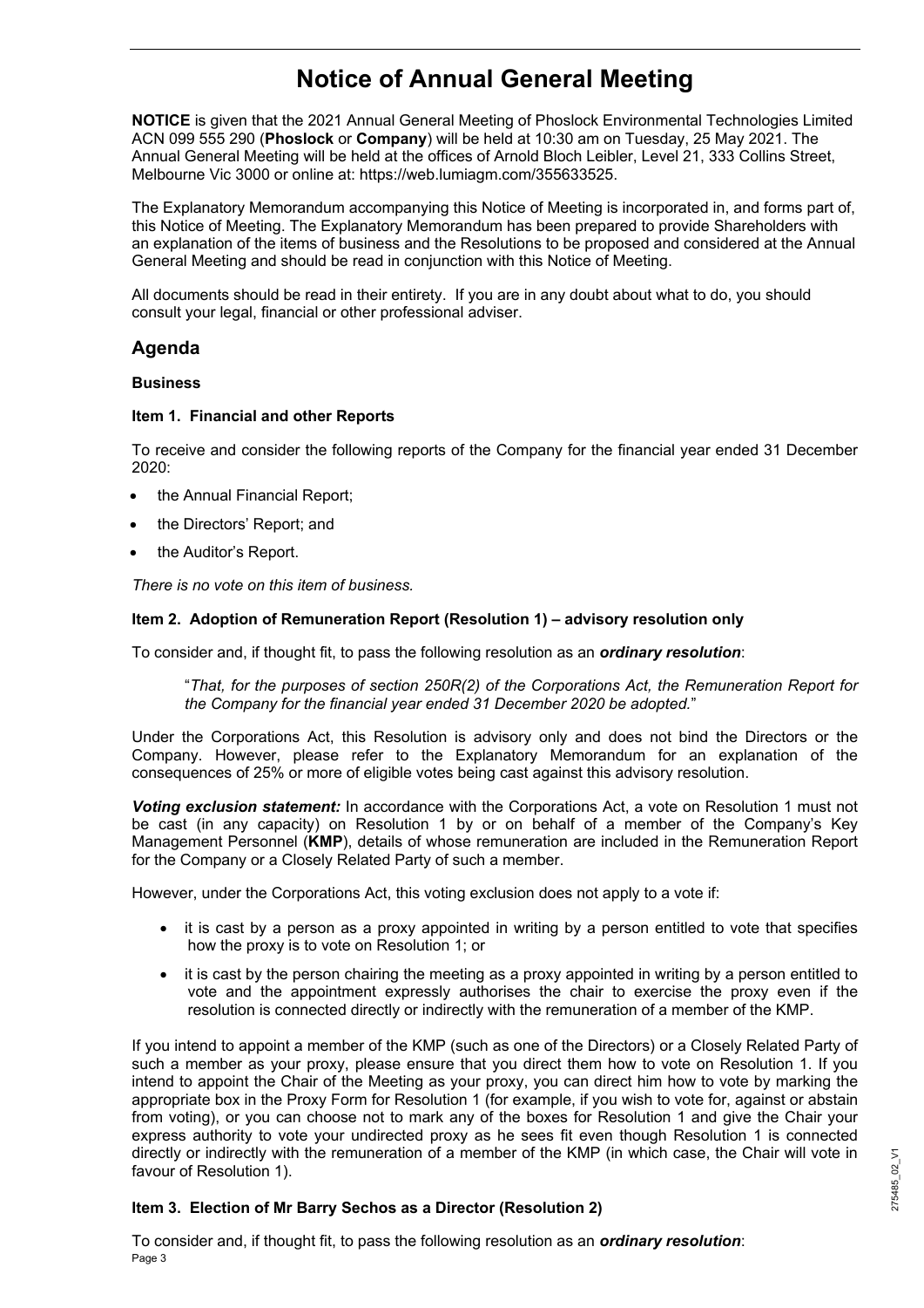# Notice of Annual General Meeting

**NOTICE** is given that the 2021 Annual General Meeting of Phoslock Environmental Technologies Limited ACN 099 555 290 (**Phoslock** or **Company**) will be held at 10:30 am on Tuesday, 25 May 2021. The Annual General Meeting will be held at the offices of Arnold Bloch Leibler, Level 21, 333 Collins Street, Melbourne Vic 3000 or online at: https://web.lumiagm.com/355633525.

The Explanatory Memorandum accompanying this Notice of Meeting is incorporated in, and forms part of, this Notice of Meeting. The Explanatory Memorandum has been prepared to provide Shareholders with an explanation of the items of business and the Resolutions to be proposed and considered at the Annual General Meeting and should be read in conjunction with this Notice of Meeting.

All documents should be read in their entirety. If you are in any doubt about what to do, you should consult your legal, financial or other professional adviser.

## Agenda

### Business

#### Item 1. Financial and other Reports

To receive and consider the following reports of the Company for the financial year ended 31 December 2020:

- the Annual Financial Report;
- the Directors' Report; and
- the Auditor's Report.

*There is no vote on this item of business.*

#### Item 2. Adoption of Remuneration Report (Resolution 1) – advisory resolution only

To consider and, if thought fit, to pass the following resolution as an ***ordinary resolution***:

> "*That, for the purposes of section 250R(2) of the Corporations Act, the Remuneration Report for the Company for the financial year ended 31 December 2020 be adopted.*"

Under the Corporations Act, this Resolution is advisory only and does not bind the Directors or the Company. However, please refer to the Explanatory Memorandum for an explanation of the consequences of 25% or more of eligible votes being cast against this advisory resolution.

***Voting exclusion statement:*** In accordance with the Corporations Act, a vote on Resolution 1 must not be cast (in any capacity) on Resolution 1 by or on behalf of a member of the Company's Key Management Personnel (**KMP**), details of whose remuneration are included in the Remuneration Report for the Company or a Closely Related Party of such a member.

However, under the Corporations Act, this voting exclusion does not apply to a vote if:

- it is cast by a person as a proxy appointed in writing by a person entitled to vote that specifies how the proxy is to vote on Resolution 1; or
- it is cast by the person chairing the meeting as a proxy appointed in writing by a person entitled to vote and the appointment expressly authorises the chair to exercise the proxy even if the resolution is connected directly or indirectly with the remuneration of a member of the KMP.

If you intend to appoint a member of the KMP (such as one of the Directors) or a Closely Related Party of such a member as your proxy, please ensure that you direct them how to vote on Resolution 1. If you intend to appoint the Chair of the Meeting as your proxy, you can direct him how to vote by marking the appropriate box in the Proxy Form for Resolution 1 (for example, if you wish to vote for, against or abstain from voting), or you can choose not to mark any of the boxes for Resolution 1 and give the Chair your express authority to vote your undirected proxy as he sees fit even though Resolution 1 is connected directly or indirectly with the remuneration of a member of the KMP (in which case, the Chair will vote in favour of Resolution 1).

#### Item 3. Election of Mr Barry Sechos as a Director (Resolution 2)

To consider and, if thought fit, to pass the following resolution as an ***ordinary resolution***: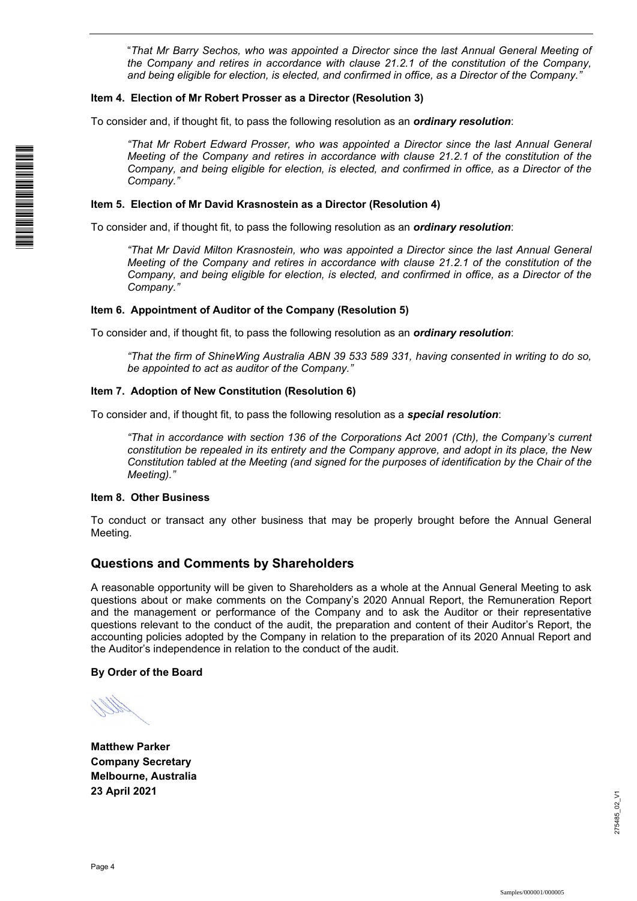*"That Mr Barry Sechos, who was appointed a Director since the last Annual General Meeting of the Company and retires in accordance with clause 21.2.1 of the constitution of the Company, and being eligible for election, is elected, and confirmed in office, as a Director of the Company."*

**Item 4. Election of Mr Robert Prosser as a Director (Resolution 3)**

To consider and, if thought fit, to pass the following resolution as an ***ordinary resolution***:

*"That Mr Robert Edward Prosser, who was appointed a Director since the last Annual General Meeting of the Company and retires in accordance with clause 21.2.1 of the constitution of the Company, and being eligible for election, is elected, and confirmed in office, as a Director of the Company."*

**Item 5. Election of Mr David Krasnostein as a Director (Resolution 4)**

To consider and, if thought fit, to pass the following resolution as an ***ordinary resolution***:

*"That Mr David Milton Krasnostein, who was appointed a Director since the last Annual General Meeting of the Company and retires in accordance with clause 21.2.1 of the constitution of the Company, and being eligible for election, is elected, and confirmed in office, as a Director of the Company."*

**Item 6. Appointment of Auditor of the Company (Resolution 5)**

To consider and, if thought fit, to pass the following resolution as an ***ordinary resolution***:

*"That the firm of ShineWing Australia ABN 39 533 589 331, having consented in writing to do so, be appointed to act as auditor of the Company."*

**Item 7. Adoption of New Constitution (Resolution 6)**

To consider and, if thought fit, to pass the following resolution as a ***special resolution***:

*"That in accordance with section 136 of the Corporations Act 2001 (Cth), the Company's current constitution be repealed in its entirety and the Company approve, and adopt in its place, the New Constitution tabled at the Meeting (and signed for the purposes of identification by the Chair of the Meeting)."*

**Item 8. Other Business**

To conduct or transact any other business that may be properly brought before the Annual General Meeting.

## Questions and Comments by Shareholders

A reasonable opportunity will be given to Shareholders as a whole at the Annual General Meeting to ask questions about or make comments on the Company's 2020 Annual Report, the Remuneration Report and the management or performance of the Company and to ask the Auditor or their representative questions relevant to the conduct of the audit, the preparation and content of their Auditor's Report, the accounting policies adopted by the Company in relation to the preparation of its 2020 Annual Report and the Auditor's independence in relation to the conduct of the audit.

**By Order of the Board**

**Matthew Parker**
**Company Secretary**
**Melbourne, Australia**
**23 April 2021**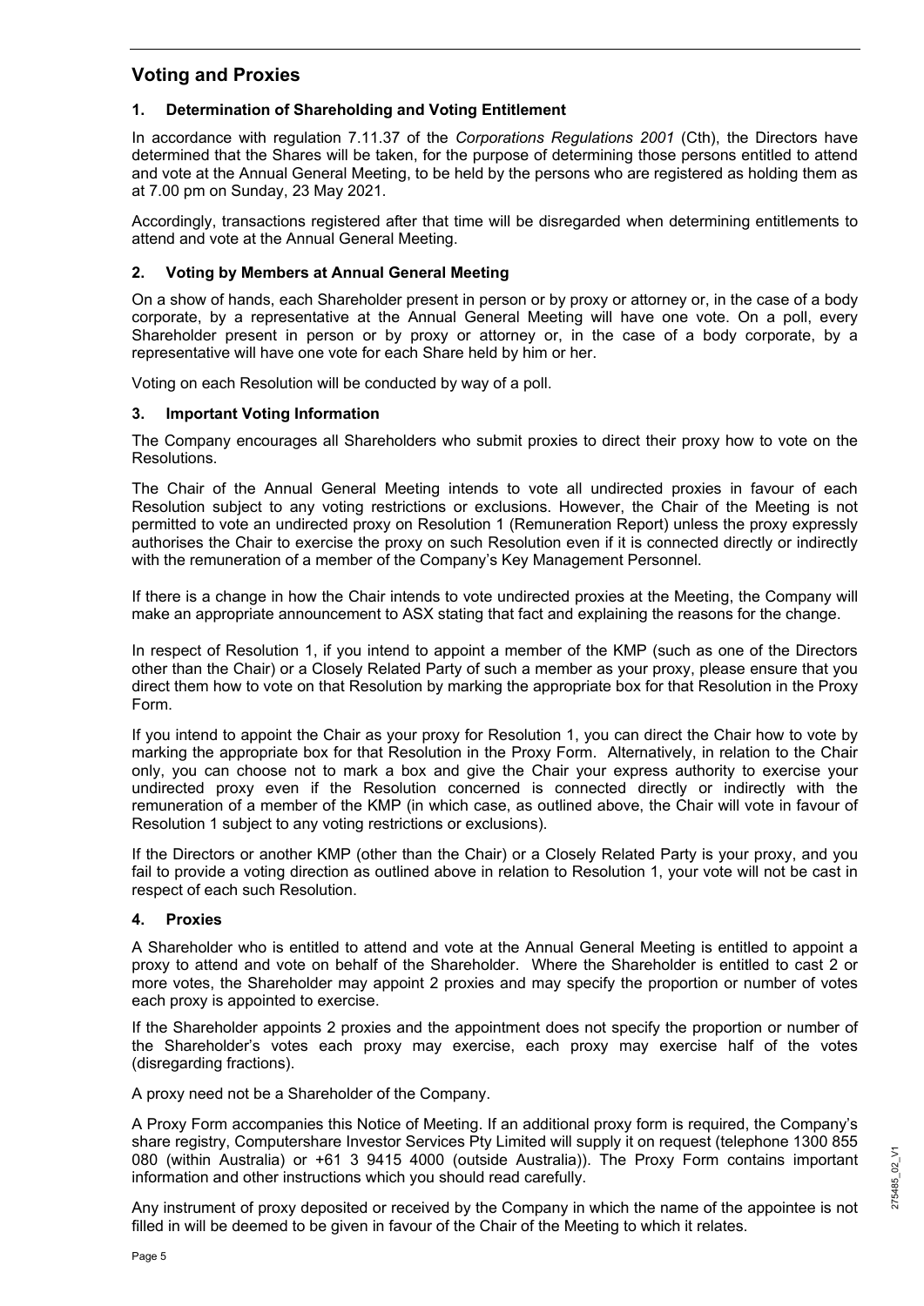## Voting and Proxies

### 1. Determination of Shareholding and Voting Entitlement

In accordance with regulation 7.11.37 of the *Corporations Regulations 2001* (Cth), the Directors have determined that the Shares will be taken, for the purpose of determining those persons entitled to attend and vote at the Annual General Meeting, to be held by the persons who are registered as holding them as at 7.00 pm on Sunday, 23 May 2021.

Accordingly, transactions registered after that time will be disregarded when determining entitlements to attend and vote at the Annual General Meeting.

### 2. Voting by Members at Annual General Meeting

On a show of hands, each Shareholder present in person or by proxy or attorney or, in the case of a body corporate, by a representative at the Annual General Meeting will have one vote. On a poll, every Shareholder present in person or by proxy or attorney or, in the case of a body corporate, by a representative will have one vote for each Share held by him or her.

Voting on each Resolution will be conducted by way of a poll.

### 3. Important Voting Information

The Company encourages all Shareholders who submit proxies to direct their proxy how to vote on the Resolutions.

The Chair of the Annual General Meeting intends to vote all undirected proxies in favour of each Resolution subject to any voting restrictions or exclusions. However, the Chair of the Meeting is not permitted to vote an undirected proxy on Resolution 1 (Remuneration Report) unless the proxy expressly authorises the Chair to exercise the proxy on such Resolution even if it is connected directly or indirectly with the remuneration of a member of the Company's Key Management Personnel.

If there is a change in how the Chair intends to vote undirected proxies at the Meeting, the Company will make an appropriate announcement to ASX stating that fact and explaining the reasons for the change.

In respect of Resolution 1, if you intend to appoint a member of the KMP (such as one of the Directors other than the Chair) or a Closely Related Party of such a member as your proxy, please ensure that you direct them how to vote on that Resolution by marking the appropriate box for that Resolution in the Proxy Form.

If you intend to appoint the Chair as your proxy for Resolution 1, you can direct the Chair how to vote by marking the appropriate box for that Resolution in the Proxy Form. Alternatively, in relation to the Chair only, you can choose not to mark a box and give the Chair your express authority to exercise your undirected proxy even if the Resolution concerned is connected directly or indirectly with the remuneration of a member of the KMP (in which case, as outlined above, the Chair will vote in favour of Resolution 1 subject to any voting restrictions or exclusions).

If the Directors or another KMP (other than the Chair) or a Closely Related Party is your proxy, and you fail to provide a voting direction as outlined above in relation to Resolution 1, your vote will not be cast in respect of each such Resolution.

### 4. Proxies

A Shareholder who is entitled to attend and vote at the Annual General Meeting is entitled to appoint a proxy to attend and vote on behalf of the Shareholder. Where the Shareholder is entitled to cast 2 or more votes, the Shareholder may appoint 2 proxies and may specify the proportion or number of votes each proxy is appointed to exercise.

If the Shareholder appoints 2 proxies and the appointment does not specify the proportion or number of the Shareholder's votes each proxy may exercise, each proxy may exercise half of the votes (disregarding fractions).

A proxy need not be a Shareholder of the Company.

A Proxy Form accompanies this Notice of Meeting. If an additional proxy form is required, the Company's share registry, Computershare Investor Services Pty Limited will supply it on request (telephone 1300 855 080 (within Australia) or +61 3 9415 4000 (outside Australia)). The Proxy Form contains important information and other instructions which you should read carefully.

Any instrument of proxy deposited or received by the Company in which the name of the appointee is not filled in will be deemed to be given in favour of the Chair of the Meeting to which it relates.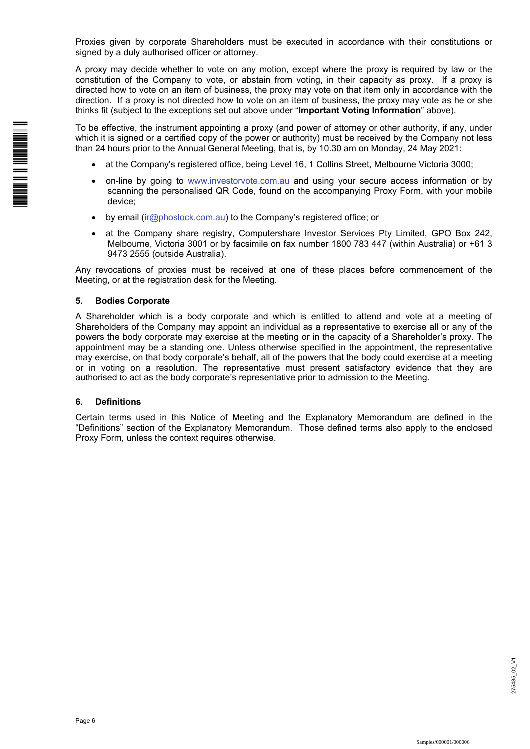Proxies given by corporate Shareholders must be executed in accordance with their constitutions or signed by a duly authorised officer or attorney.

A proxy may decide whether to vote on any motion, except where the proxy is required by law or the constitution of the Company to vote, or abstain from voting, in their capacity as proxy. If a proxy is directed how to vote on an item of business, the proxy may vote on that item only in accordance with the direction. If a proxy is not directed how to vote on an item of business, the proxy may vote as he or she thinks fit (subject to the exceptions set out above under "**Important Voting Information**" above).

To be effective, the instrument appointing a proxy (and power of attorney or other authority, if any, under which it is signed or a certified copy of the power or authority) must be received by the Company not less than 24 hours prior to the Annual General Meeting, that is, by 10.30 am on Monday, 24 May 2021:

- at the Company's registered office, being Level 16, 1 Collins Street, Melbourne Victoria 3000;
- on-line by going to www.investorvote.com.au and using your secure access information or by scanning the personalised QR Code, found on the accompanying Proxy Form, with your mobile device;
- by email (ir@phoslock.com.au) to the Company's registered office; or
- at the Company share registry, Computershare Investor Services Pty Limited, GPO Box 242, Melbourne, Victoria 3001 or by facsimile on fax number 1800 783 447 (within Australia) or +61 3 9473 2555 (outside Australia).

Any revocations of proxies must be received at one of these places before commencement of the Meeting, or at the registration desk for the Meeting.

### 5. Bodies Corporate

A Shareholder which is a body corporate and which is entitled to attend and vote at a meeting of Shareholders of the Company may appoint an individual as a representative to exercise all or any of the powers the body corporate may exercise at the meeting or in the capacity of a Shareholder's proxy. The appointment may be a standing one. Unless otherwise specified in the appointment, the representative may exercise, on that body corporate's behalf, all of the powers that the body could exercise at a meeting or in voting on a resolution. The representative must present satisfactory evidence that they are authorised to act as the body corporate's representative prior to admission to the Meeting.

### 6. Definitions

Certain terms used in this Notice of Meeting and the Explanatory Memorandum are defined in the "Definitions" section of the Explanatory Memorandum. Those defined terms also apply to the enclosed Proxy Form, unless the context requires otherwise.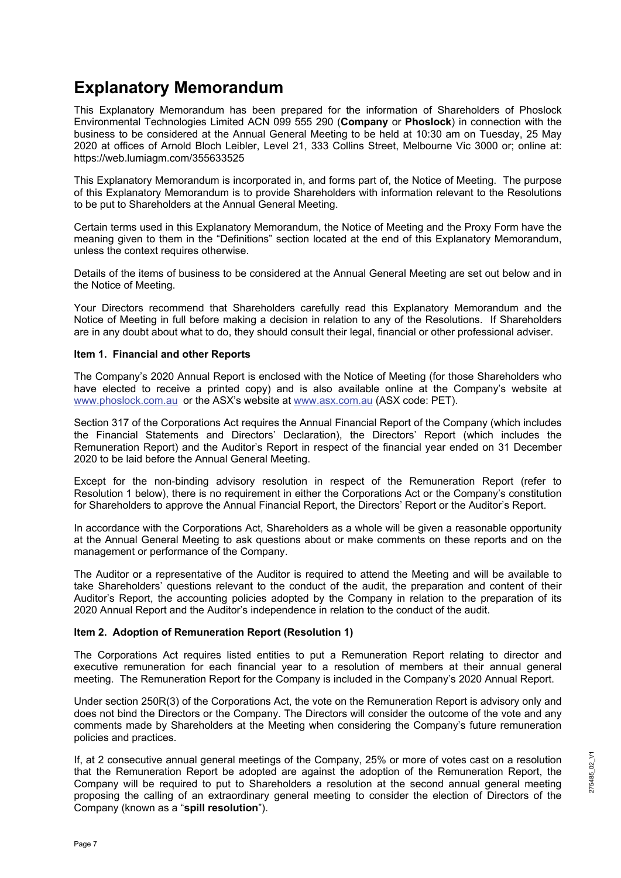# Explanatory Memorandum

This Explanatory Memorandum has been prepared for the information of Shareholders of Phoslock Environmental Technologies Limited ACN 099 555 290 (**Company** or **Phoslock**) in connection with the business to be considered at the Annual General Meeting to be held at 10:30 am on Tuesday, 25 May 2020 at offices of Arnold Bloch Leibler, Level 21, 333 Collins Street, Melbourne Vic 3000 or; online at: https://web.lumiagm.com/355633525

This Explanatory Memorandum is incorporated in, and forms part of, the Notice of Meeting. The purpose of this Explanatory Memorandum is to provide Shareholders with information relevant to the Resolutions to be put to Shareholders at the Annual General Meeting.

Certain terms used in this Explanatory Memorandum, the Notice of Meeting and the Proxy Form have the meaning given to them in the "Definitions" section located at the end of this Explanatory Memorandum, unless the context requires otherwise.

Details of the items of business to be considered at the Annual General Meeting are set out below and in the Notice of Meeting.

Your Directors recommend that Shareholders carefully read this Explanatory Memorandum and the Notice of Meeting in full before making a decision in relation to any of the Resolutions. If Shareholders are in any doubt about what to do, they should consult their legal, financial or other professional adviser.

**Item 1. Financial and other Reports**

The Company's 2020 Annual Report is enclosed with the Notice of Meeting (for those Shareholders who have elected to receive a printed copy) and is also available online at the Company's website at www.phoslock.com.au or the ASX's website at www.asx.com.au (ASX code: PET).

Section 317 of the Corporations Act requires the Annual Financial Report of the Company (which includes the Financial Statements and Directors' Declaration), the Directors' Report (which includes the Remuneration Report) and the Auditor's Report in respect of the financial year ended on 31 December 2020 to be laid before the Annual General Meeting.

Except for the non-binding advisory resolution in respect of the Remuneration Report (refer to Resolution 1 below), there is no requirement in either the Corporations Act or the Company's constitution for Shareholders to approve the Annual Financial Report, the Directors' Report or the Auditor's Report.

In accordance with the Corporations Act, Shareholders as a whole will be given a reasonable opportunity at the Annual General Meeting to ask questions about or make comments on these reports and on the management or performance of the Company.

The Auditor or a representative of the Auditor is required to attend the Meeting and will be available to take Shareholders' questions relevant to the conduct of the audit, the preparation and content of their Auditor's Report, the accounting policies adopted by the Company in relation to the preparation of its 2020 Annual Report and the Auditor's independence in relation to the conduct of the audit.

**Item 2. Adoption of Remuneration Report (Resolution 1)**

The Corporations Act requires listed entities to put a Remuneration Report relating to director and executive remuneration for each financial year to a resolution of members at their annual general meeting. The Remuneration Report for the Company is included in the Company's 2020 Annual Report.

Under section 250R(3) of the Corporations Act, the vote on the Remuneration Report is advisory only and does not bind the Directors or the Company. The Directors will consider the outcome of the vote and any comments made by Shareholders at the Meeting when considering the Company's future remuneration policies and practices.

If, at 2 consecutive annual general meetings of the Company, 25% or more of votes cast on a resolution that the Remuneration Report be adopted are against the adoption of the Remuneration Report, the Company will be required to put to Shareholders a resolution at the second annual general meeting proposing the calling of an extraordinary general meeting to consider the election of Directors of the Company (known as a "**spill resolution**").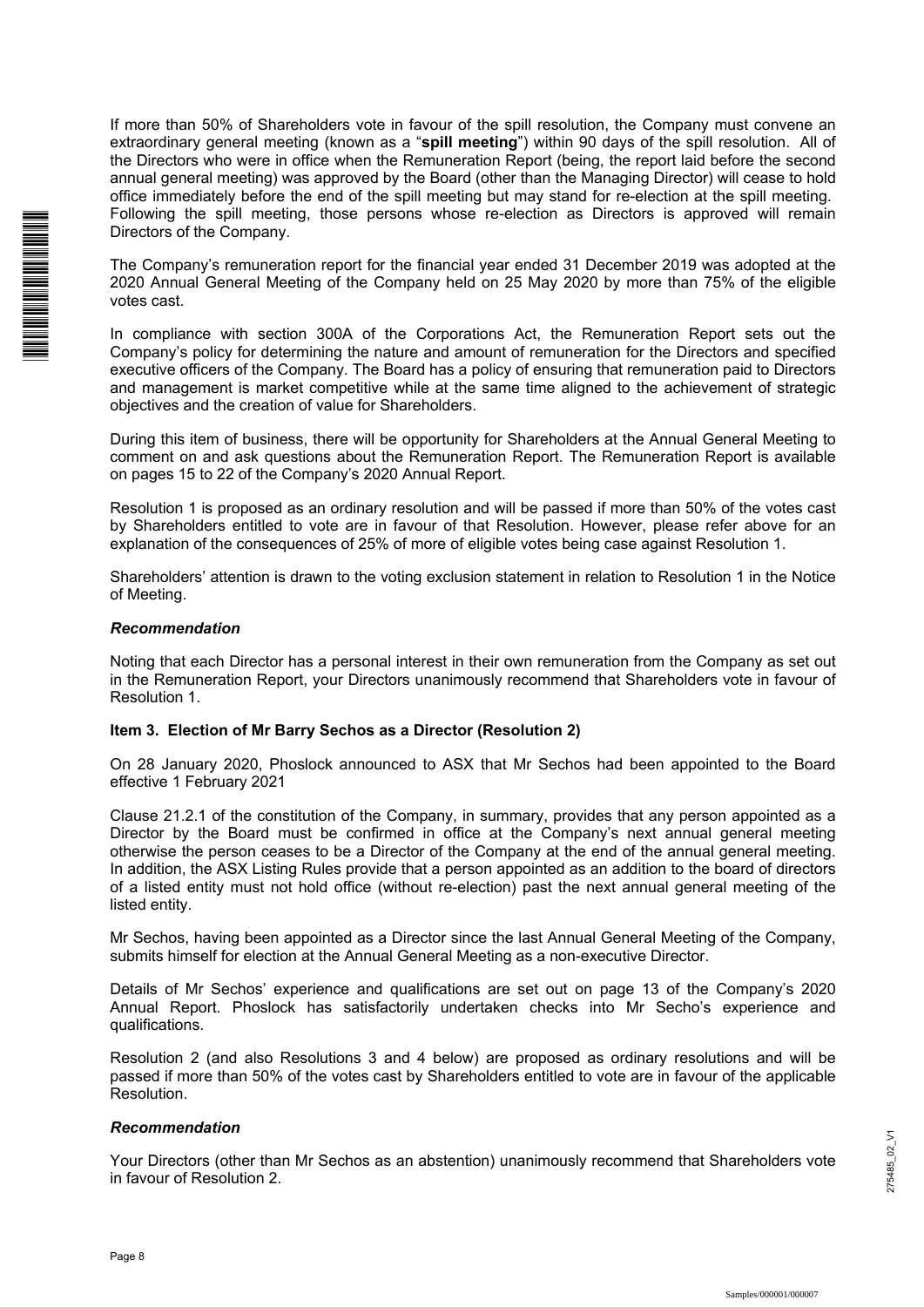If more than 50% of Shareholders vote in favour of the spill resolution, the Company must convene an extraordinary general meeting (known as a "**spill meeting**") within 90 days of the spill resolution. All of the Directors who were in office when the Remuneration Report (being, the report laid before the second annual general meeting) was approved by the Board (other than the Managing Director) will cease to hold office immediately before the end of the spill meeting but may stand for re-election at the spill meeting. Following the spill meeting, those persons whose re-election as Directors is approved will remain Directors of the Company.

The Company's remuneration report for the financial year ended 31 December 2019 was adopted at the 2020 Annual General Meeting of the Company held on 25 May 2020 by more than 75% of the eligible votes cast.

In compliance with section 300A of the Corporations Act, the Remuneration Report sets out the Company's policy for determining the nature and amount of remuneration for the Directors and specified executive officers of the Company. The Board has a policy of ensuring that remuneration paid to Directors and management is market competitive while at the same time aligned to the achievement of strategic objectives and the creation of value for Shareholders.

During this item of business, there will be opportunity for Shareholders at the Annual General Meeting to comment on and ask questions about the Remuneration Report. The Remuneration Report is available on pages 15 to 22 of the Company's 2020 Annual Report.

Resolution 1 is proposed as an ordinary resolution and will be passed if more than 50% of the votes cast by Shareholders entitled to vote are in favour of that Resolution. However, please refer above for an explanation of the consequences of 25% of more of eligible votes being case against Resolution 1.

Shareholders' attention is drawn to the voting exclusion statement in relation to Resolution 1 in the Notice of Meeting.

### *Recommendation*

Noting that each Director has a personal interest in their own remuneration from the Company as set out in the Remuneration Report, your Directors unanimously recommend that Shareholders vote in favour of Resolution 1.

### Item 3. Election of Mr Barry Sechos as a Director (Resolution 2)

On 28 January 2020, Phoslock announced to ASX that Mr Sechos had been appointed to the Board effective 1 February 2021

Clause 21.2.1 of the constitution of the Company, in summary, provides that any person appointed as a Director by the Board must be confirmed in office at the Company's next annual general meeting otherwise the person ceases to be a Director of the Company at the end of the annual general meeting. In addition, the ASX Listing Rules provide that a person appointed as an addition to the board of directors of a listed entity must not hold office (without re-election) past the next annual general meeting of the listed entity.

Mr Sechos, having been appointed as a Director since the last Annual General Meeting of the Company, submits himself for election at the Annual General Meeting as a non-executive Director.

Details of Mr Sechos' experience and qualifications are set out on page 13 of the Company's 2020 Annual Report. Phoslock has satisfactorily undertaken checks into Mr Secho's experience and qualifications.

Resolution 2 (and also Resolutions 3 and 4 below) are proposed as ordinary resolutions and will be passed if more than 50% of the votes cast by Shareholders entitled to vote are in favour of the applicable Resolution.

### *Recommendation*

Your Directors (other than Mr Sechos as an abstention) unanimously recommend that Shareholders vote in favour of Resolution 2.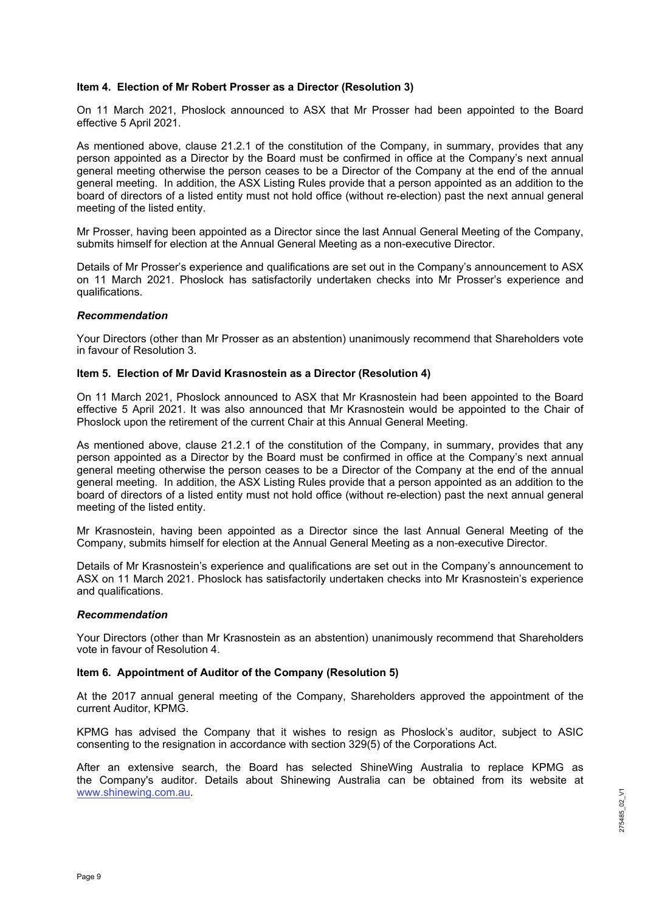**Item 4. Election of Mr Robert Prosser as a Director (Resolution 3)**

On 11 March 2021, Phoslock announced to ASX that Mr Prosser had been appointed to the Board effective 5 April 2021.

As mentioned above, clause 21.2.1 of the constitution of the Company, in summary, provides that any person appointed as a Director by the Board must be confirmed in office at the Company's next annual general meeting otherwise the person ceases to be a Director of the Company at the end of the annual general meeting. In addition, the ASX Listing Rules provide that a person appointed as an addition to the board of directors of a listed entity must not hold office (without re-election) past the next annual general meeting of the listed entity.

Mr Prosser, having been appointed as a Director since the last Annual General Meeting of the Company, submits himself for election at the Annual General Meeting as a non-executive Director.

Details of Mr Prosser's experience and qualifications are set out in the Company's announcement to ASX on 11 March 2021. Phoslock has satisfactorily undertaken checks into Mr Prosser's experience and qualifications.

***Recommendation***

Your Directors (other than Mr Prosser as an abstention) unanimously recommend that Shareholders vote in favour of Resolution 3.

**Item 5. Election of Mr David Krasnostein as a Director (Resolution 4)**

On 11 March 2021, Phoslock announced to ASX that Mr Krasnostein had been appointed to the Board effective 5 April 2021. It was also announced that Mr Krasnostein would be appointed to the Chair of Phoslock upon the retirement of the current Chair at this Annual General Meeting.

As mentioned above, clause 21.2.1 of the constitution of the Company, in summary, provides that any person appointed as a Director by the Board must be confirmed in office at the Company's next annual general meeting otherwise the person ceases to be a Director of the Company at the end of the annual general meeting. In addition, the ASX Listing Rules provide that a person appointed as an addition to the board of directors of a listed entity must not hold office (without re-election) past the next annual general meeting of the listed entity.

Mr Krasnostein, having been appointed as a Director since the last Annual General Meeting of the Company, submits himself for election at the Annual General Meeting as a non-executive Director.

Details of Mr Krasnostein's experience and qualifications are set out in the Company's announcement to ASX on 11 March 2021. Phoslock has satisfactorily undertaken checks into Mr Krasnostein's experience and qualifications.

***Recommendation***

Your Directors (other than Mr Krasnostein as an abstention) unanimously recommend that Shareholders vote in favour of Resolution 4.

**Item 6. Appointment of Auditor of the Company (Resolution 5)**

At the 2017 annual general meeting of the Company, Shareholders approved the appointment of the current Auditor, KPMG.

KPMG has advised the Company that it wishes to resign as Phoslock's auditor, subject to ASIC consenting to the resignation in accordance with section 329(5) of the Corporations Act.

After an extensive search, the Board has selected ShineWing Australia to replace KPMG as the Company's auditor. Details about Shinewing Australia can be obtained from its website at www.shinewing.com.au.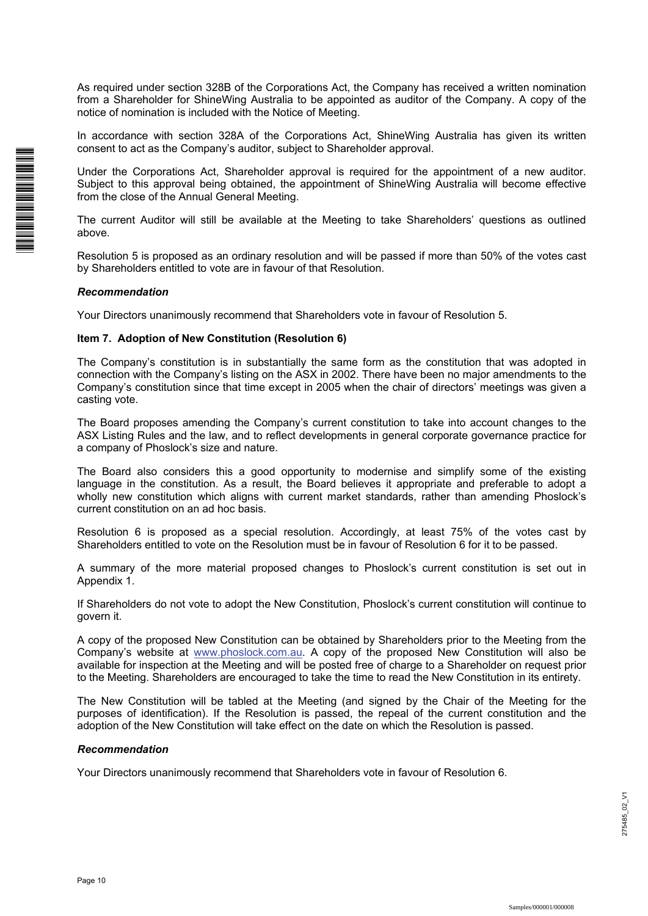As required under section 328B of the Corporations Act, the Company has received a written nomination from a Shareholder for ShineWing Australia to be appointed as auditor of the Company. A copy of the notice of nomination is included with the Notice of Meeting.

In accordance with section 328A of the Corporations Act, ShineWing Australia has given its written consent to act as the Company's auditor, subject to Shareholder approval.

Under the Corporations Act, Shareholder approval is required for the appointment of a new auditor. Subject to this approval being obtained, the appointment of ShineWing Australia will become effective from the close of the Annual General Meeting.

The current Auditor will still be available at the Meeting to take Shareholders' questions as outlined above.

Resolution 5 is proposed as an ordinary resolution and will be passed if more than 50% of the votes cast by Shareholders entitled to vote are in favour of that Resolution.

***Recommendation***

Your Directors unanimously recommend that Shareholders vote in favour of Resolution 5.

**Item 7. Adoption of New Constitution (Resolution 6)**

The Company's constitution is in substantially the same form as the constitution that was adopted in connection with the Company's listing on the ASX in 2002. There have been no major amendments to the Company's constitution since that time except in 2005 when the chair of directors' meetings was given a casting vote.

The Board proposes amending the Company's current constitution to take into account changes to the ASX Listing Rules and the law, and to reflect developments in general corporate governance practice for a company of Phoslock's size and nature.

The Board also considers this a good opportunity to modernise and simplify some of the existing language in the constitution. As a result, the Board believes it appropriate and preferable to adopt a wholly new constitution which aligns with current market standards, rather than amending Phoslock's current constitution on an ad hoc basis.

Resolution 6 is proposed as a special resolution. Accordingly, at least 75% of the votes cast by Shareholders entitled to vote on the Resolution must be in favour of Resolution 6 for it to be passed.

A summary of the more material proposed changes to Phoslock's current constitution is set out in Appendix 1.

If Shareholders do not vote to adopt the New Constitution, Phoslock's current constitution will continue to govern it.

A copy of the proposed New Constitution can be obtained by Shareholders prior to the Meeting from the Company's website at www.phoslock.com.au. A copy of the proposed New Constitution will also be available for inspection at the Meeting and will be posted free of charge to a Shareholder on request prior to the Meeting. Shareholders are encouraged to take the time to read the New Constitution in its entirety.

The New Constitution will be tabled at the Meeting (and signed by the Chair of the Meeting for the purposes of identification). If the Resolution is passed, the repeal of the current constitution and the adoption of the New Constitution will take effect on the date on which the Resolution is passed.

***Recommendation***

Your Directors unanimously recommend that Shareholders vote in favour of Resolution 6.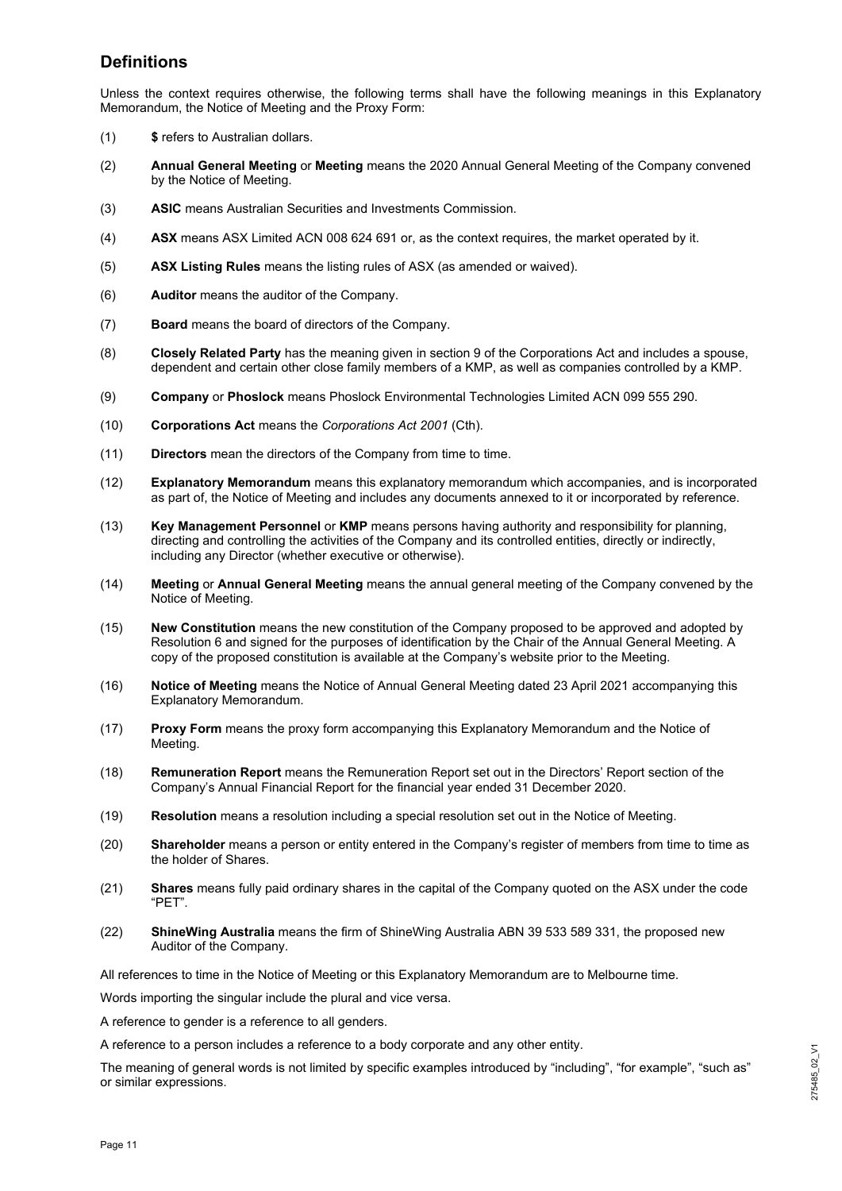## Definitions

Unless the context requires otherwise, the following terms shall have the following meanings in this Explanatory Memorandum, the Notice of Meeting and the Proxy Form:

(1) **$** refers to Australian dollars.

(2) **Annual General Meeting** or **Meeting** means the 2020 Annual General Meeting of the Company convened by the Notice of Meeting.

(3) **ASIC** means Australian Securities and Investments Commission.

(4) **ASX** means ASX Limited ACN 008 624 691 or, as the context requires, the market operated by it.

(5) **ASX Listing Rules** means the listing rules of ASX (as amended or waived).

(6) **Auditor** means the auditor of the Company.

(7) **Board** means the board of directors of the Company.

(8) **Closely Related Party** has the meaning given in section 9 of the Corporations Act and includes a spouse, dependent and certain other close family members of a KMP, as well as companies controlled by a KMP.

(9) **Company** or **Phoslock** means Phoslock Environmental Technologies Limited ACN 099 555 290.

(10) **Corporations Act** means the *Corporations Act 2001* (Cth).

(11) **Directors** mean the directors of the Company from time to time.

(12) **Explanatory Memorandum** means this explanatory memorandum which accompanies, and is incorporated as part of, the Notice of Meeting and includes any documents annexed to it or incorporated by reference.

(13) **Key Management Personnel** or **KMP** means persons having authority and responsibility for planning, directing and controlling the activities of the Company and its controlled entities, directly or indirectly, including any Director (whether executive or otherwise).

(14) **Meeting** or **Annual General Meeting** means the annual general meeting of the Company convened by the Notice of Meeting.

(15) **New Constitution** means the new constitution of the Company proposed to be approved and adopted by Resolution 6 and signed for the purposes of identification by the Chair of the Annual General Meeting. A copy of the proposed constitution is available at the Company's website prior to the Meeting.

(16) **Notice of Meeting** means the Notice of Annual General Meeting dated 23 April 2021 accompanying this Explanatory Memorandum.

(17) **Proxy Form** means the proxy form accompanying this Explanatory Memorandum and the Notice of Meeting.

(18) **Remuneration Report** means the Remuneration Report set out in the Directors' Report section of the Company's Annual Financial Report for the financial year ended 31 December 2020.

(19) **Resolution** means a resolution including a special resolution set out in the Notice of Meeting.

(20) **Shareholder** means a person or entity entered in the Company's register of members from time to time as the holder of Shares.

(21) **Shares** means fully paid ordinary shares in the capital of the Company quoted on the ASX under the code "PET".

(22) **ShineWing Australia** means the firm of ShineWing Australia ABN 39 533 589 331, the proposed new Auditor of the Company.

All references to time in the Notice of Meeting or this Explanatory Memorandum are to Melbourne time.

Words importing the singular include the plural and vice versa.

A reference to gender is a reference to all genders.

A reference to a person includes a reference to a body corporate and any other entity.

The meaning of general words is not limited by specific examples introduced by "including", "for example", "such as" or similar expressions.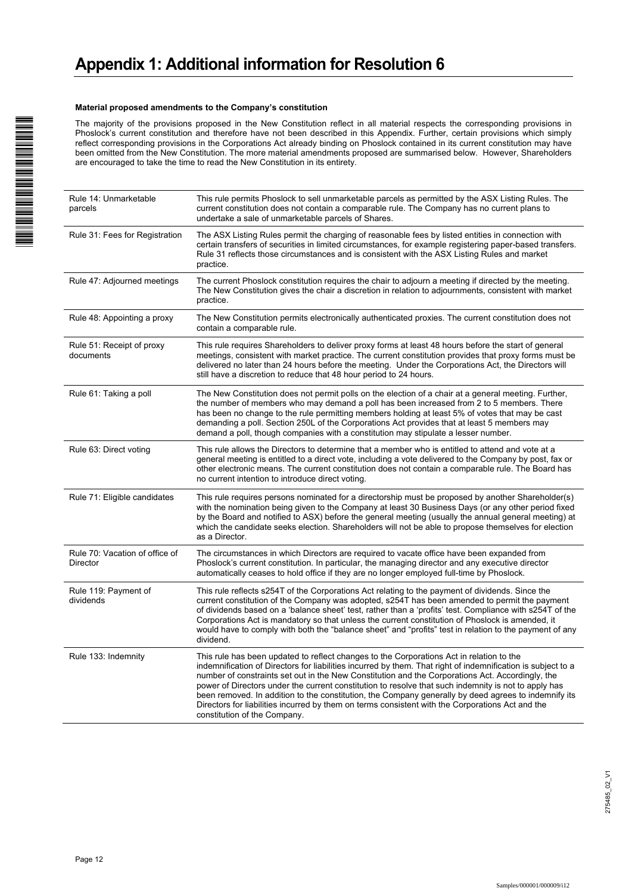# Appendix 1: Additional information for Resolution 6

**Material proposed amendments to the Company's constitution**

The majority of the provisions proposed in the New Constitution reflect in all material respects the corresponding provisions in Phoslock's current constitution and therefore have not been described in this Appendix. Further, certain provisions which simply reflect corresponding provisions in the Corporations Act already binding on Phoslock contained in its current constitution may have been omitted from the New Constitution. The more material amendments proposed are summarised below. However, Shareholders are encouraged to take the time to read the New Constitution in its entirety.

| | |
|---|---|
| Rule 14: Unmarketable parcels | This rule permits Phoslock to sell unmarketable parcels as permitted by the ASX Listing Rules. The current constitution does not contain a comparable rule. The Company has no current plans to undertake a sale of unmarketable parcels of Shares. |
| Rule 31: Fees for Registration | The ASX Listing Rules permit the charging of reasonable fees by listed entities in connection with certain transfers of securities in limited circumstances, for example registering paper-based transfers. Rule 31 reflects those circumstances and is consistent with the ASX Listing Rules and market practice. |
| Rule 47: Adjourned meetings | The current Phoslock constitution requires the chair to adjourn a meeting if directed by the meeting. The New Constitution gives the chair a discretion in relation to adjournments, consistent with market practice. |
| Rule 48: Appointing a proxy | The New Constitution permits electronically authenticated proxies. The current constitution does not contain a comparable rule. |
| Rule 51: Receipt of proxy documents | This rule requires Shareholders to deliver proxy forms at least 48 hours before the start of general meetings, consistent with market practice. The current constitution provides that proxy forms must be delivered no later than 24 hours before the meeting. Under the Corporations Act, the Directors will still have a discretion to reduce that 48 hour period to 24 hours. |
| Rule 61: Taking a poll | The New Constitution does not permit polls on the election of a chair at a general meeting. Further, the number of members who may demand a poll has been increased from 2 to 5 members. There has been no change to the rule permitting members holding at least 5% of votes that may be cast demanding a poll. Section 250L of the Corporations Act provides that at least 5 members may demand a poll, though companies with a constitution may stipulate a lesser number. |
| Rule 63: Direct voting | This rule allows the Directors to determine that a member who is entitled to attend and vote at a general meeting is entitled to a direct vote, including a vote delivered to the Company by post, fax or other electronic means. The current constitution does not contain a comparable rule. The Board has no current intention to introduce direct voting. |
| Rule 71: Eligible candidates | This rule requires persons nominated for a directorship must be proposed by another Shareholder(s) with the nomination being given to the Company at least 30 Business Days (or any other period fixed by the Board and notified to ASX) before the general meeting (usually the annual general meeting) at which the candidate seeks election. Shareholders will not be able to propose themselves for election as a Director. |
| Rule 70: Vacation of office of Director | The circumstances in which Directors are required to vacate office have been expanded from Phoslock's current constitution. In particular, the managing director and any executive director automatically ceases to hold office if they are no longer employed full-time by Phoslock. |
| Rule 119: Payment of dividends | This rule reflects s254T of the Corporations Act relating to the payment of dividends. Since the current constitution of the Company was adopted, s254T has been amended to permit the payment of dividends based on a 'balance sheet' test, rather than a 'profits' test. Compliance with s254T of the Corporations Act is mandatory so that unless the current constitution of Phoslock is amended, it would have to comply with both the "balance sheet" and "profits" test in relation to the payment of any dividend. |
| Rule 133: Indemnity | This rule has been updated to reflect changes to the Corporations Act in relation to the indemnification of Directors for liabilities incurred by them. That right of indemnification is subject to a number of constraints set out in the New Constitution and the Corporations Act. Accordingly, the power of Directors under the current constitution to resolve that such indemnity is not to apply has been removed. In addition to the constitution, the Company generally by deed agrees to indemnify its Directors for liabilities incurred by them on terms consistent with the Corporations Act and the constitution of the Company. |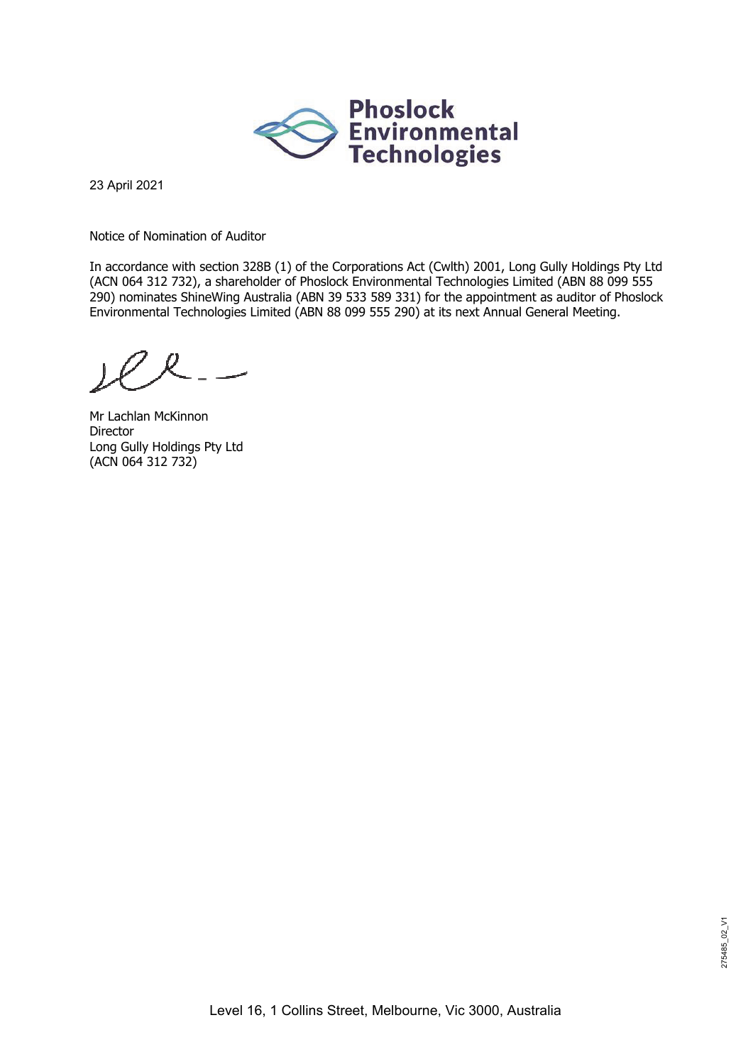# Phoslock Environmental Technologies

23 April 2021

Notice of Nomination of Auditor

In accordance with section 328B (1) of the Corporations Act (Cwlth) 2001, Long Gully Holdings Pty Ltd (ACN 064 312 732), a shareholder of Phoslock Environmental Technologies Limited (ABN 88 099 555 290) nominates ShineWing Australia (ABN 39 533 589 331) for the appointment as auditor of Phoslock Environmental Technologies Limited (ABN 88 099 555 290) at its next Annual General Meeting.

Mr Lachlan McKinnon
Director
Long Gully Holdings Pty Ltd
(ACN 064 312 732)

Level 16, 1 Collins Street, Melbourne, Vic 3000, Australia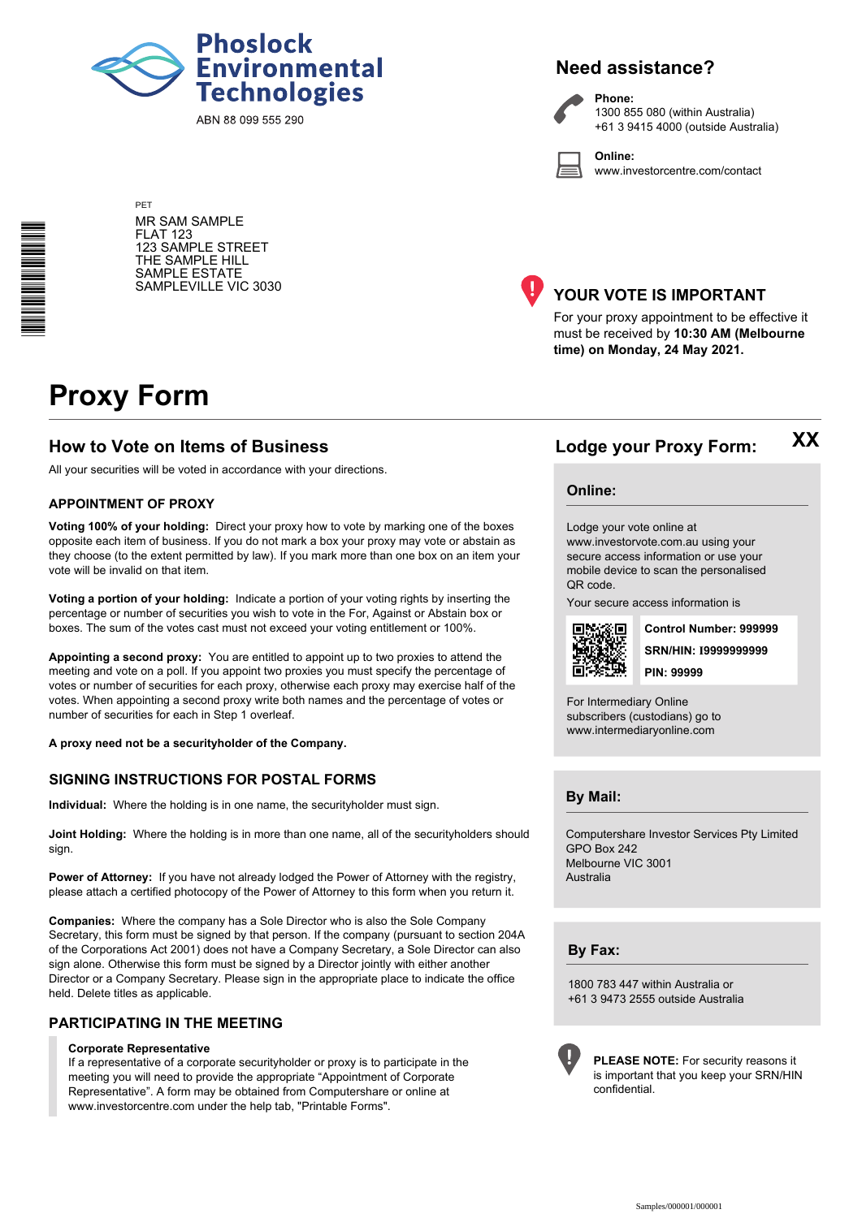# Phoslock Environmental Technologies

ABN 88 099 555 290

## Need assistance?

**Phone:**
1300 855 080 (within Australia)
+61 3 9415 4000 (outside Australia)

**Online:**
www.investorcentre.com/contact

PET

MR SAM SAMPLE
FLAT 123
123 SAMPLE STREET
THE SAMPLE HILL
SAMPLE ESTATE
SAMPLEVILLE VIC 3030

## YOUR VOTE IS IMPORTANT

For your proxy appointment to be effective it must be received by **10:30 AM (Melbourne time) on Monday, 24 May 2021.**

# Proxy Form

## How to Vote on Items of Business

All your securities will be voted in accordance with your directions.

### APPOINTMENT OF PROXY

**Voting 100% of your holding:** Direct your proxy how to vote by marking one of the boxes opposite each item of business. If you do not mark a box your proxy may vote or abstain as they choose (to the extent permitted by law). If you mark more than one box on an item your vote will be invalid on that item.

**Voting a portion of your holding:** Indicate a portion of your voting rights by inserting the percentage or number of securities you wish to vote in the For, Against or Abstain box or boxes. The sum of the votes cast must not exceed your voting entitlement or 100%.

**Appointing a second proxy:** You are entitled to appoint up to two proxies to attend the meeting and vote on a poll. If you appoint two proxies you must specify the percentage of votes or number of securities for each proxy, otherwise each proxy may exercise half of the votes. When appointing a second proxy write both names and the percentage of votes or number of securities for each in Step 1 overleaf.

**A proxy need not be a securityholder of the Company.**

### SIGNING INSTRUCTIONS FOR POSTAL FORMS

**Individual:** Where the holding is in one name, the securityholder must sign.

**Joint Holding:** Where the holding is in more than one name, all of the securityholders should sign.

**Power of Attorney:** If you have not already lodged the Power of Attorney with the registry, please attach a certified photocopy of the Power of Attorney to this form when you return it.

**Companies:** Where the company has a Sole Director who is also the Sole Company Secretary, this form must be signed by that person. If the company (pursuant to section 204A of the Corporations Act 2001) does not have a Company Secretary, a Sole Director can also sign alone. Otherwise this form must be signed by a Director jointly with either another Director or a Company Secretary. Please sign in the appropriate place to indicate the office held. Delete titles as applicable.

### PARTICIPATING IN THE MEETING

**Corporate Representative**
If a representative of a corporate securityholder or proxy is to participate in the meeting you will need to provide the appropriate "Appointment of Corporate Representative". A form may be obtained from Computershare or online at www.investorcentre.com under the help tab, "Printable Forms".

## Lodge your Proxy Form:

XX

### Online:

Lodge your vote online at www.investorvote.com.au using your secure access information or use your mobile device to scan the personalised QR code.

Your secure access information is

**Control Number: 999999**

**SRN/HIN: I9999999999**

**PIN: 99999**

For Intermediary Online subscribers (custodians) go to www.intermediaryonline.com

### By Mail:

Computershare Investor Services Pty Limited
GPO Box 242
Melbourne VIC 3001
Australia

### By Fax:

1800 783 447 within Australia or
+61 3 9473 2555 outside Australia

**PLEASE NOTE:** For security reasons it is important that you keep your SRN/HIN confidential.

Samples/000001/000001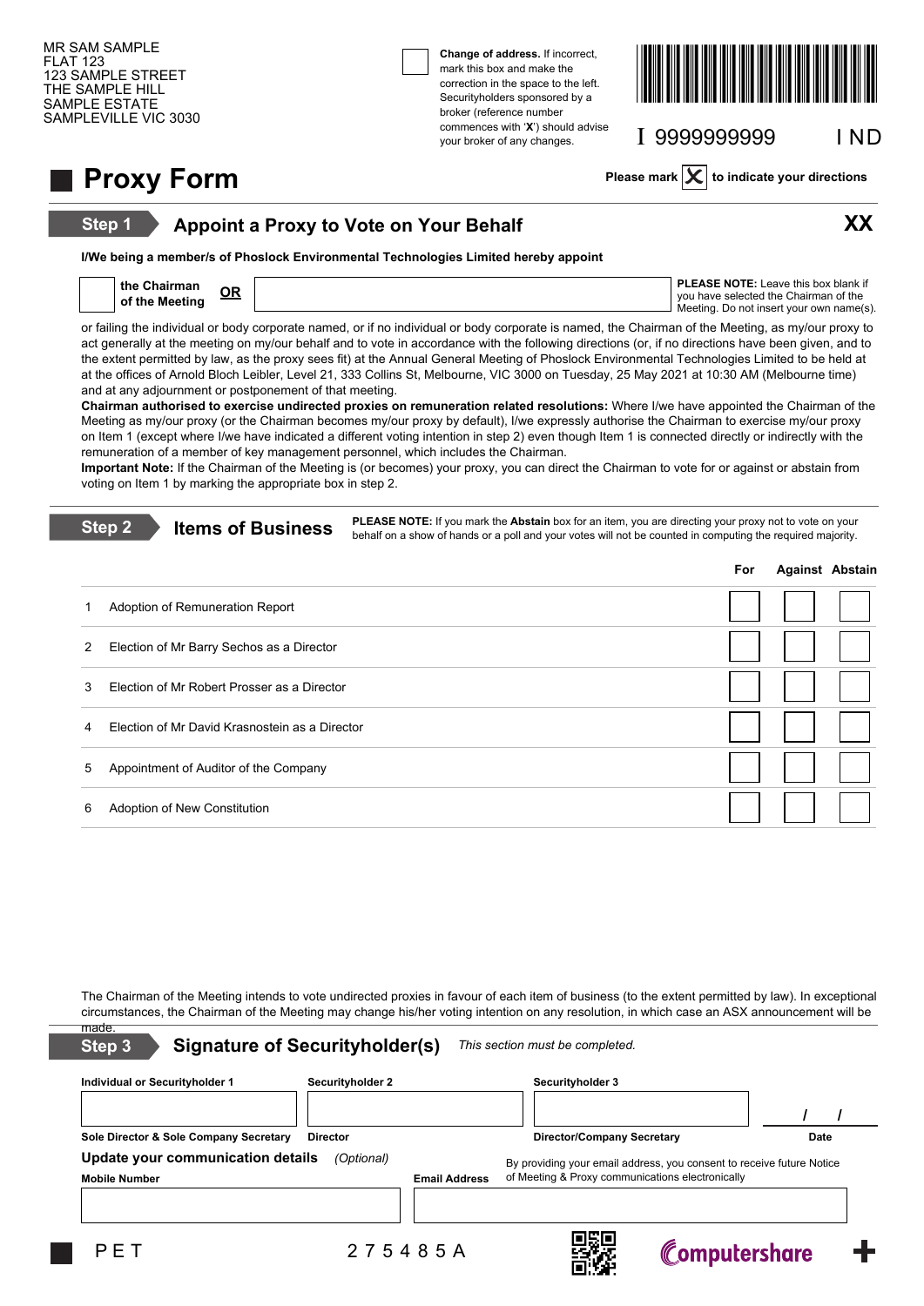MR SAM SAMPLE
FLAT 123
123 SAMPLE STREET
THE SAMPLE HILL
SAMPLE ESTATE
SAMPLEVILLE VIC 3030

**Change of address.** If incorrect, mark this box and make the correction in the space to the left. Securityholders sponsored by a broker (reference number commences with '**X**') should advise your broker of any changes.

I 9999999999 I ND

# Proxy Form

**Please mark** ☒ **to indicate your directions**

## Step 1 Appoint a Proxy to Vote on Your Behalf

**XX**

**I/We being a member/s of Phoslock Environmental Technologies Limited hereby appoint**

☐ **the Chairman of the Meeting** **OR** ______________________

**PLEASE NOTE:** Leave this box blank if you have selected the Chairman of the Meeting. Do not insert your own name(s).

or failing the individual or body corporate named, or if no individual or body corporate is named, the Chairman of the Meeting, as my/our proxy to act generally at the meeting on my/our behalf and to vote in accordance with the following directions (or, if no directions have been given, and to the extent permitted by law, as the proxy sees fit) at the Annual General Meeting of Phoslock Environmental Technologies Limited to be held at at the offices of Arnold Bloch Leibler, Level 21, 333 Collins St, Melbourne, VIC 3000 on Tuesday, 25 May 2021 at 10:30 AM (Melbourne time) and at any adjournment or postponement of that meeting.

**Chairman authorised to exercise undirected proxies on remuneration related resolutions:** Where I/we have appointed the Chairman of the Meeting as my/our proxy (or the Chairman becomes my/our proxy by default), I/we expressly authorise the Chairman to exercise my/our proxy on Item 1 (except where I/we have indicated a different voting intention in step 2) even though Item 1 is connected directly or indirectly with the remuneration of a member of key management personnel, which includes the Chairman.

**Important Note:** If the Chairman of the Meeting is (or becomes) your proxy, you can direct the Chairman to vote for or against or abstain from voting on Item 1 by marking the appropriate box in step 2.

## Step 2 Items of Business

**PLEASE NOTE:** If you mark the **Abstain** box for an item, you are directing your proxy not to vote on your behalf on a show of hands or a poll and your votes will not be counted in computing the required majority.

| | | For | Against | Abstain |
|---|---|---|---|---|
| 1 | Adoption of Remuneration Report | ☐ | ☐ | ☐ |
| 2 | Election of Mr Barry Sechos as a Director | ☐ | ☐ | ☐ |
| 3 | Election of Mr Robert Prosser as a Director | ☐ | ☐ | ☐ |
| 4 | Election of Mr David Krasnostein as a Director | ☐ | ☐ | ☐ |
| 5 | Appointment of Auditor of the Company | ☐ | ☐ | ☐ |
| 6 | Adoption of New Constitution | ☐ | ☐ | ☐ |

The Chairman of the Meeting intends to vote undirected proxies in favour of each item of business (to the extent permitted by law). In exceptional circumstances, the Chairman of the Meeting may change his/her voting intention on any resolution, in which case an ASX announcement will be made.

## Step 3 Signature of Securityholder(s)

*This section must be completed.*

| Individual or Securityholder 1 | Securityholder 2 | Securityholder 3 | |
|---|---|---|---|
| | | | / / |
| Sole Director & Sole Company Secretary | Director | Director/Company Secretary | Date |

**Update your communication details** *(Optional)*

By providing your email address, you consent to receive future Notice of Meeting & Proxy communications electronically

**Mobile Number** ______________ **Email Address** ______________

PET 275485A

Computershare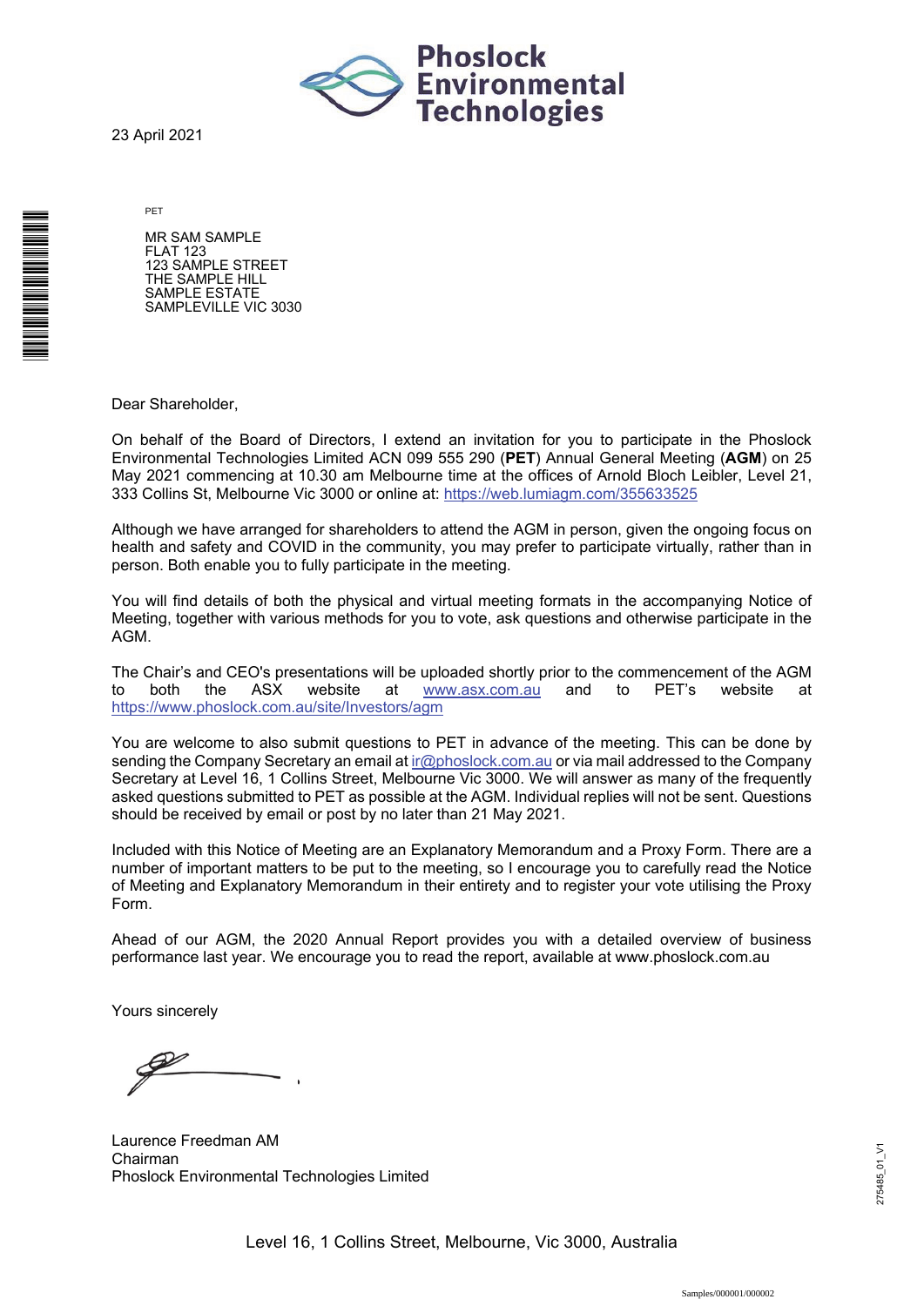23 April 2021

PET

MR SAM SAMPLE
FLAT 123
123 SAMPLE STREET
THE SAMPLE HILL
SAMPLE ESTATE
SAMPLEVILLE VIC 3030

Dear Shareholder,

On behalf of the Board of Directors, I extend an invitation for you to participate in the Phoslock Environmental Technologies Limited ACN 099 555 290 (**PET**) Annual General Meeting (**AGM**) on 25 May 2021 commencing at 10.30 am Melbourne time at the offices of Arnold Bloch Leibler, Level 21, 333 Collins St, Melbourne Vic 3000 or online at: https://web.lumiagm.com/355633525

Although we have arranged for shareholders to attend the AGM in person, given the ongoing focus on health and safety and COVID in the community, you may prefer to participate virtually, rather than in person. Both enable you to fully participate in the meeting.

You will find details of both the physical and virtual meeting formats in the accompanying Notice of Meeting, together with various methods for you to vote, ask questions and otherwise participate in the AGM.

The Chair's and CEO's presentations will be uploaded shortly prior to the commencement of the AGM to both the ASX website at www.asx.com.au and to PET's website at https://www.phoslock.com.au/site/Investors/agm

You are welcome to also submit questions to PET in advance of the meeting. This can be done by sending the Company Secretary an email at ir@phoslock.com.au or via mail addressed to the Company Secretary at Level 16, 1 Collins Street, Melbourne Vic 3000. We will answer as many of the frequently asked questions submitted to PET as possible at the AGM. Individual replies will not be sent. Questions should be received by email or post by no later than 21 May 2021.

Included with this Notice of Meeting are an Explanatory Memorandum and a Proxy Form. There are a number of important matters to be put to the meeting, so I encourage you to carefully read the Notice of Meeting and Explanatory Memorandum in their entirety and to register your vote utilising the Proxy Form.

Ahead of our AGM, the 2020 Annual Report provides you with a detailed overview of business performance last year. We encourage you to read the report, available at www.phoslock.com.au

Yours sincerely

Laurence Freedman AM
Chairman
Phoslock Environmental Technologies Limited

Level 16, 1 Collins Street, Melbourne, Vic 3000, Australia